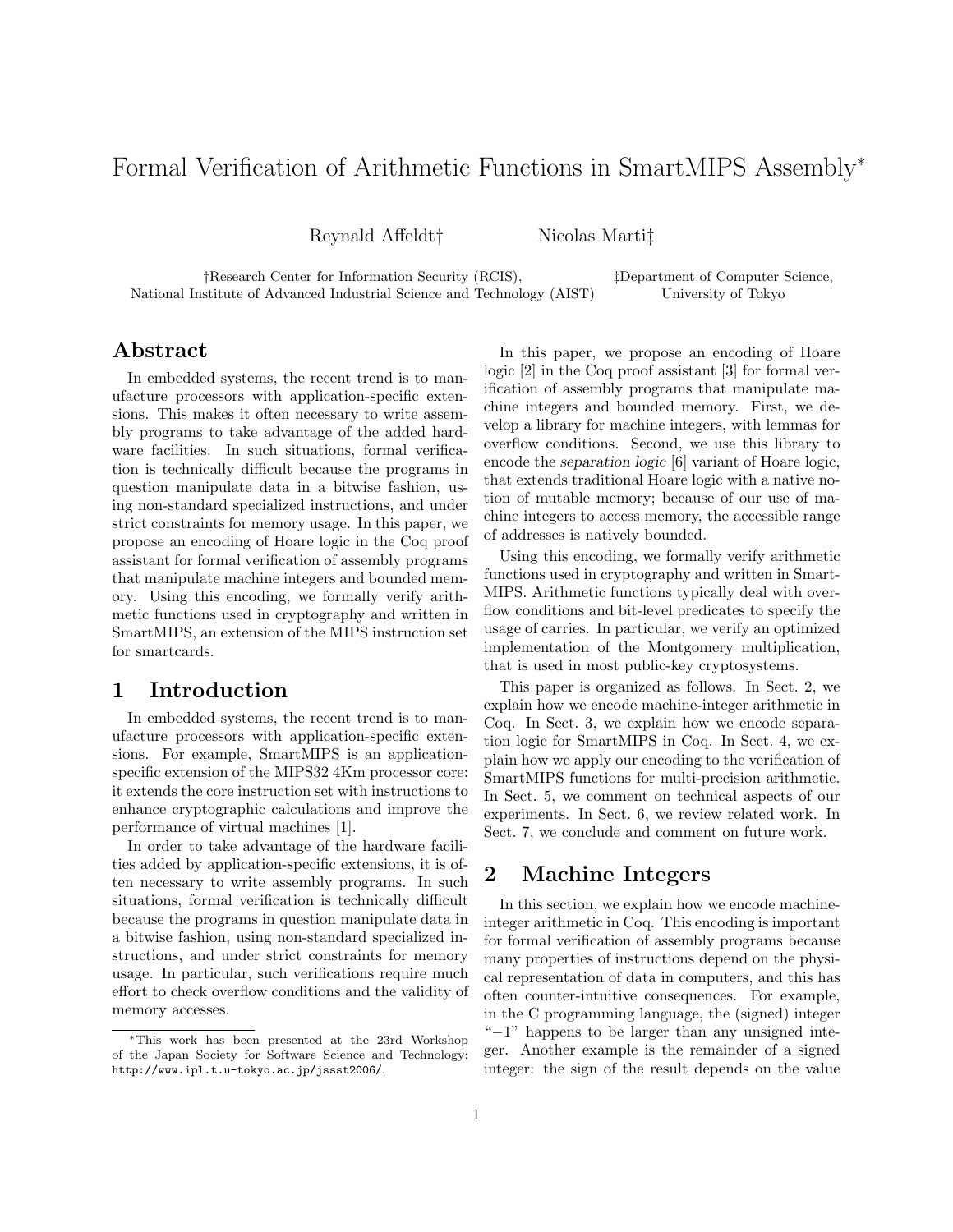# Formal Verification of Arithmetic Functions in SmartMIPS Assembly*

Reynald Affeldt† Nicolas Marti‡

†Research Center for Information Security (RCIS), National Institute of Advanced Industrial Science and Technology (AIST)

‡Department of Computer Science, University of Tokyo

## Abstract

In embedded systems, the recent trend is to manufacture processors with application-specific extensions. This makes it often necessary to write assembly programs to take advantage of the added hardware facilities. In such situations, formal verification is technically difficult because the programs in question manipulate data in a bitwise fashion, using non-standard specialized instructions, and under strict constraints for memory usage. In this paper, we propose an encoding of Hoare logic in the Coq proof assistant for formal verification of assembly programs that manipulate machine integers and bounded memory. Using this encoding, we formally verify arithmetic functions used in cryptography and written in SmartMIPS, an extension of the MIPS instruction set for smartcards.

## 1 Introduction

In embedded systems, the recent trend is to manufacture processors with application-specific extensions. For example, SmartMIPS is an application-specific extension of the MIPS32 4Km processor core: it extends the core instruction set with instructions to enhance cryptographic calculations and improve the performance of virtual machines [1].

In order to take advantage of the hardware facilities added by application-specific extensions, it is often necessary to write assembly programs. In such situations, formal verification is technically difficult because the programs in question manipulate data in a bitwise fashion, using non-standard specialized instructions, and under strict constraints for memory usage. In particular, such verifications require much effort to check overflow conditions and the validity of memory accesses.

In this paper, we propose an encoding of Hoare logic [2] in the Coq proof assistant [3] for formal verification of assembly programs that manipulate machine integers and bounded memory. First, we develop a library for machine integers, with lemmas for overflow conditions. Second, we use this library to encode the *separation logic* [6] variant of Hoare logic, that extends traditional Hoare logic with a native notion of mutable memory; because of our use of machine integers to access memory, the accessible range of addresses is natively bounded.

Using this encoding, we formally verify arithmetic functions used in cryptography and written in SmartMIPS. Arithmetic functions typically deal with overflow conditions and bit-level predicates to specify the usage of carries. In particular, we verify an optimized implementation of the Montgomery multiplication, that is used in most public-key cryptosystems.

This paper is organized as follows. In Sect. 2, we explain how we encode machine-integer arithmetic in Coq. In Sect. 3, we explain how we encode separation logic for SmartMIPS in Coq. In Sect. 4, we explain how we apply our encoding to the verification of SmartMIPS functions for multi-precision arithmetic. In Sect. 5, we comment on technical aspects of our experiments. In Sect. 6, we review related work. In Sect. 7, we conclude and comment on future work.

## 2 Machine Integers

In this section, we explain how we encode machine-integer arithmetic in Coq. This encoding is important for formal verification of assembly programs because many properties of instructions depend on the physical representation of data in computers, and this has often counter-intuitive consequences. For example, in the C programming language, the (signed) integer "−1" happens to be larger than any unsigned integer. Another example is the remainder of a signed integer: the sign of the result depends on the value

*This work has been presented at the 23rd Workshop of the Japan Society for Software Science and Technology: http://www.ipl.t.u-tokyo.ac.jp/jssst2006/.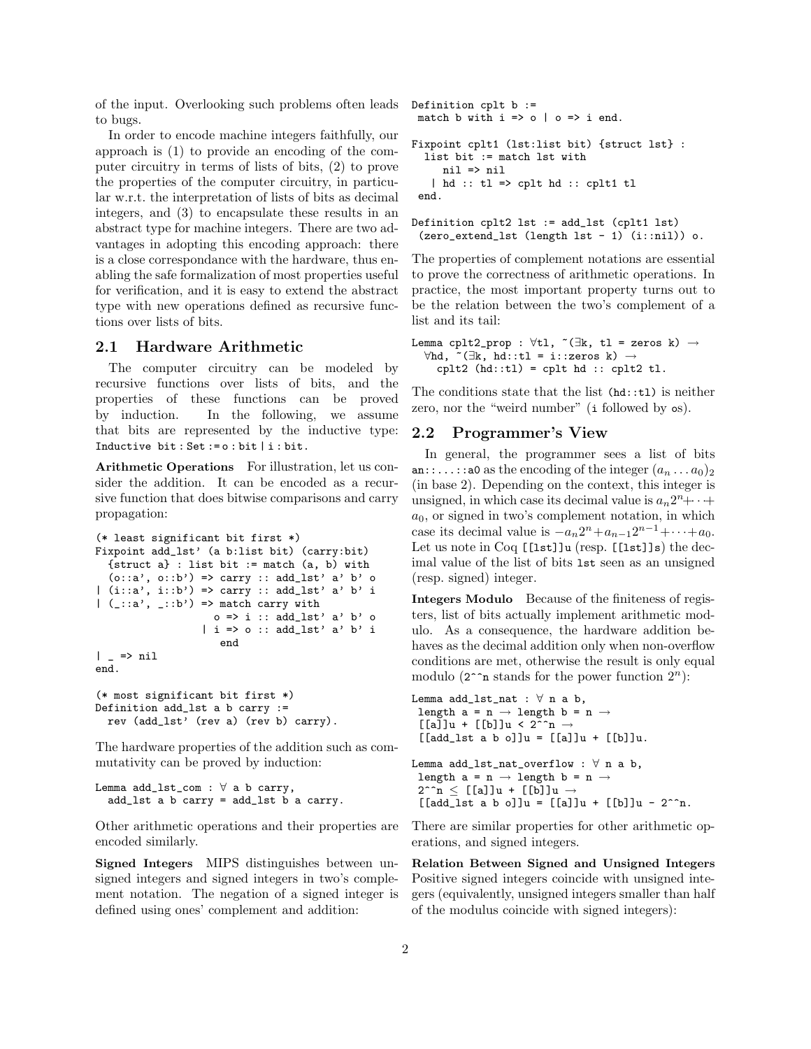of the input. Overlooking such problems often leads to bugs.

In order to encode machine integers faithfully, our approach is (1) to provide an encoding of the computer circuitry in terms of lists of bits, (2) to prove the properties of the computer circuitry, in particular w.r.t. the interpretation of lists of bits as decimal integers, and (3) to encapsulate these results in an abstract type for machine integers. There are two advantages in adopting this encoding approach: there is a close correspondance with the hardware, thus enabling the safe formalization of most properties useful for verification, and it is easy to extend the abstract type with new operations defined as recursive functions over lists of bits.

## 2.1 Hardware Arithmetic

The computer circuitry can be modeled by recursive functions over lists of bits, and the properties of these functions can be proved by induction. In the following, we assume that bits are represented by the inductive type: `Inductive bit : Set := o : bit | i : bit.`

**Arithmetic Operations** For illustration, let us consider the addition. It can be encoded as a recursive function that does bitwise comparisons and carry propagation:

```
(* least significant bit first *)
Fixpoint add_lst' (a b:list bit) (carry:bit)
  {struct a} : list bit := match (a, b) with
  (o::a', o::b') => carry :: add_lst' a' b' o
| (i::a', i::b') => carry :: add_lst' a' b' i
| (_::a', _::b') => match carry with
                    o => i :: add_lst' a' b' o
                  | i => o :: add_lst' a' b' i
                    end
| _ => nil
end.

(* most significant bit first *)
Definition add_lst a b carry :=
  rev (add_lst' (rev a) (rev b) carry).
```

The hardware properties of the addition such as commutativity can be proved by induction:

```
Lemma add_lst_com : ∀ a b carry,
  add_lst a b carry = add_lst b a carry.
```

Other arithmetic operations and their properties are encoded similarly.

**Signed Integers** MIPS distinguishes between unsigned integers and signed integers in two's complement notation. The negation of a signed integer is defined using ones' complement and addition:

```
Definition cplt b :=
 match b with i => o | o => i end.

Fixpoint cplt1 (lst:list bit) {struct lst} :
  list bit := match lst with
     nil => nil
   | hd :: tl => cplt hd :: cplt1 tl
 end.

Definition cplt2 lst := add_lst (cplt1 lst)
 (zero_extend_lst (length lst - 1) (i::nil)) o.
```

The properties of complement notations are essential to prove the correctness of arithmetic operations. In practice, the most important property turns out to be the relation between the two's complement of a list and its tail:

```
Lemma cplt2_prop : ∀tl, ~(∃k, tl = zeros k) →
  ∀hd, ~(∃k, hd::tl = i::zeros k) →
    cplt2 (hd::tl) = cplt hd :: cplt2 tl.
```

The conditions state that the list `(hd::tl)` is neither zero, nor the "weird number" (`i` followed by `o`s).

## 2.2 Programmer's View

In general, the programmer sees a list of bits `an::...::a0` as the encoding of the integer $(a_n \dots a_0)_2$ (in base 2). Depending on the context, this integer is unsigned, in which case its decimal value is $a_n 2^n + \dots + a_0$, or signed in two's complement notation, in which case its decimal value is $-a_n 2^n + a_{n-1} 2^{n-1} + \dots + a_0$. Let us note in Coq `[[lst]]u` (resp. `[[lst]]s`) the decimal value of the list of bits `lst` seen as an unsigned (resp. signed) integer.

**Integers Modulo** Because of the finiteness of registers, list of bits actually implement arithmetic modulo. As a consequence, the hardware addition behaves as the decimal addition only when non-overflow conditions are met, otherwise the result is only equal modulo (`2^^n` stands for the power function $2^n$):

```
Lemma add_lst_nat : ∀ n a b,
 length a = n → length b = n →
 [[a]]u + [[b]]u < 2^^n →
 [[add_lst a b o]]u = [[a]]u + [[b]]u.

Lemma add_lst_nat_overflow : ∀ n a b,
 length a = n → length b = n →
 2^^n ≤ [[a]]u + [[b]]u →
 [[add_lst a b o]]u = [[a]]u + [[b]]u - 2^^n.
```

There are similar properties for other arithmetic operations, and signed integers.

**Relation Between Signed and Unsigned Integers** Positive signed integers coincide with unsigned integers (equivalently, unsigned integers smaller than half of the modulus coincide with signed integers):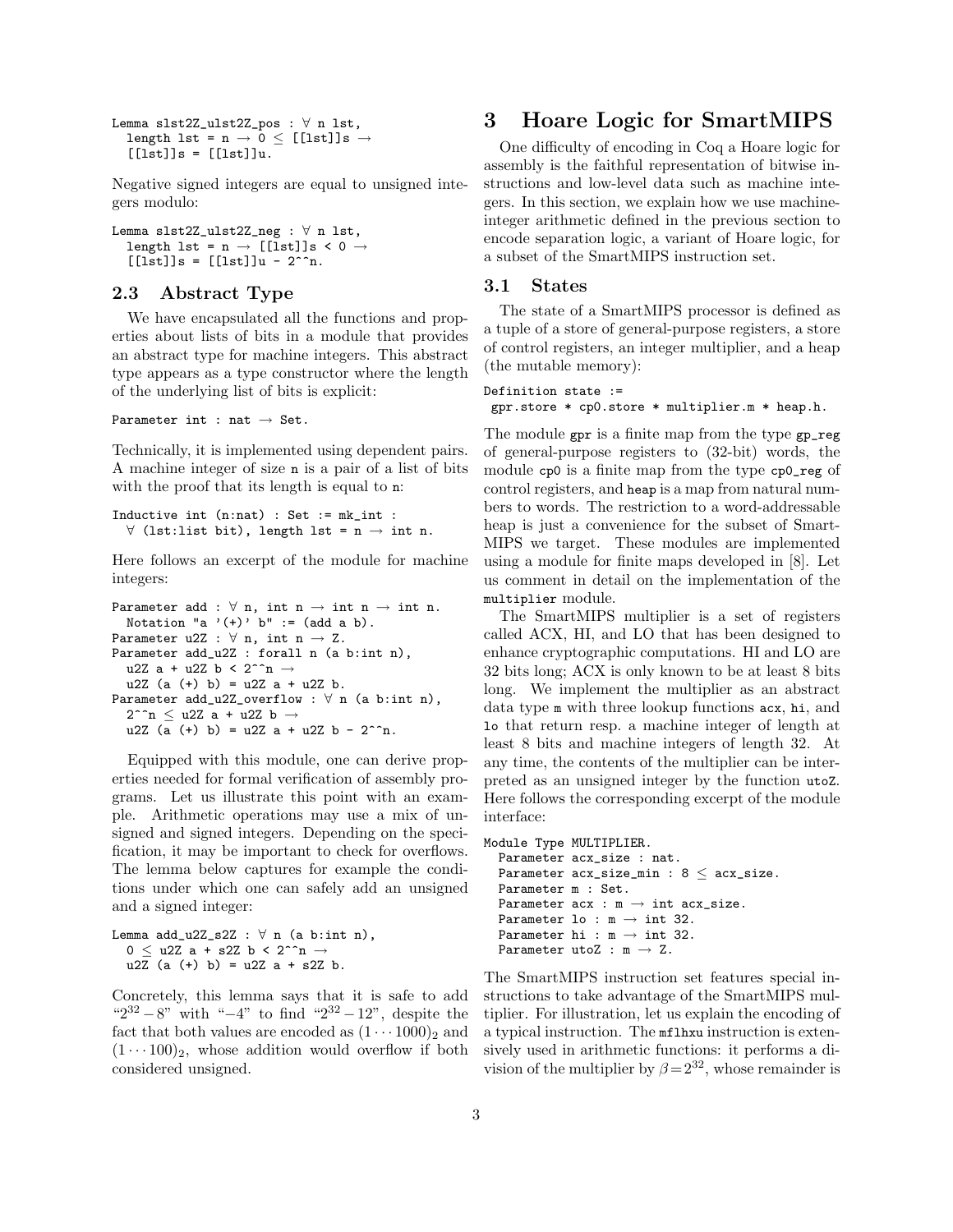```
Lemma slst2Z_ulst2Z_pos : ∀ n lst,
  length lst = n → 0 ≤ [[lst]]s →
  [[lst]]s = [[lst]]u.
```

Negative signed integers are equal to unsigned integers modulo:

```
Lemma slst2Z_ulst2Z_neg : ∀ n lst,
  length lst = n → [[lst]]s < 0 →
  [[lst]]s = [[lst]]u - 2^^n.
```

### 2.3 Abstract Type

We have encapsulated all the functions and properties about lists of bits in a module that provides an abstract type for machine integers. This abstract type appears as a type constructor where the length of the underlying list of bits is explicit:

```
Parameter int : nat → Set.
```

Technically, it is implemented using dependent pairs. A machine integer of size n is a pair of a list of bits with the proof that its length is equal to n:

```
Inductive int (n:nat) : Set := mk_int :
  ∀ (lst:list bit), length lst = n → int n.
```

Here follows an excerpt of the module for machine integers:

```
Parameter add : ∀ n, int n → int n → int n.
  Notation "a '(+)' b" := (add a b).
Parameter u2Z : ∀ n, int n → Z.
Parameter add_u2Z : forall n (a b:int n),
  u2Z a + u2Z b < 2^^n →
  u2Z (a (+) b) = u2Z a + u2Z b.
Parameter add_u2Z_overflow : ∀ n (a b:int n),
  2^^n ≤ u2Z a + u2Z b →
  u2Z (a (+) b) = u2Z a + u2Z b - 2^^n.
```

Equipped with this module, one can derive properties needed for formal verification of assembly programs. Let us illustrate this point with an example. Arithmetic operations may use a mix of unsigned and signed integers. Depending on the specification, it may be important to check for overflows. The lemma below captures for example the conditions under which one can safely add an unsigned and a signed integer:

```
Lemma add_u2Z_s2Z : ∀ n (a b:int n),
  0 ≤ u2Z a + s2Z b < 2^^n →
  u2Z (a (+) b) = u2Z a + s2Z b.
```

Concretely, this lemma says that it is safe to add "$2^{32}-8$" with "$-4$" to find "$2^{32}-12$", despite the fact that both values are encoded as $(1\cdots1000)_2$ and $(1\cdots100)_2$, whose addition would overflow if both considered unsigned.

## 3 Hoare Logic for SmartMIPS

One difficulty of encoding in Coq a Hoare logic for assembly is the faithful representation of bitwise instructions and low-level data such as machine integers. In this section, we explain how we use machine-integer arithmetic defined in the previous section to encode separation logic, a variant of Hoare logic, for a subset of the SmartMIPS instruction set.

### 3.1 States

The state of a SmartMIPS processor is defined as a tuple of a store of general-purpose registers, a store of control registers, an integer multiplier, and a heap (the mutable memory):

```
Definition state :=
 gpr.store * cp0.store * multiplier.m * heap.h.
```

The module gpr is a finite map from the type gp_reg of general-purpose registers to (32-bit) words, the module cp0 is a finite map from the type cp0_reg of control registers, and heap is a map from natural numbers to words. The restriction to a word-addressable heap is just a convenience for the subset of SmartMIPS we target. These modules are implemented using a module for finite maps developed in [8]. Let us comment in detail on the implementation of the multiplier module.

The SmartMIPS multiplier is a set of registers called ACX, HI, and LO that has been designed to enhance cryptographic computations. HI and LO are 32 bits long; ACX is only known to be at least 8 bits long. We implement the multiplier as an abstract data type m with three lookup functions acx, hi, and lo that return resp. a machine integer of length at least 8 bits and machine integers of length 32. At any time, the contents of the multiplier can be interpreted as an unsigned integer by the function utoZ. Here follows the corresponding excerpt of the module interface:

```
Module Type MULTIPLIER.
  Parameter acx_size : nat.
  Parameter acx_size_min : 8 ≤ acx_size.
  Parameter m : Set.
  Parameter acx : m → int acx_size.
  Parameter lo : m → int 32.
  Parameter hi : m → int 32.
  Parameter utoZ : m → Z.
```

The SmartMIPS instruction set features special instructions to take advantage of the SmartMIPS multiplier. For illustration, let us explain the encoding of a typical instruction. The mflhxu instruction is extensively used in arithmetic functions: it performs a division of the multiplier by $\beta = 2^{32}$, whose remainder is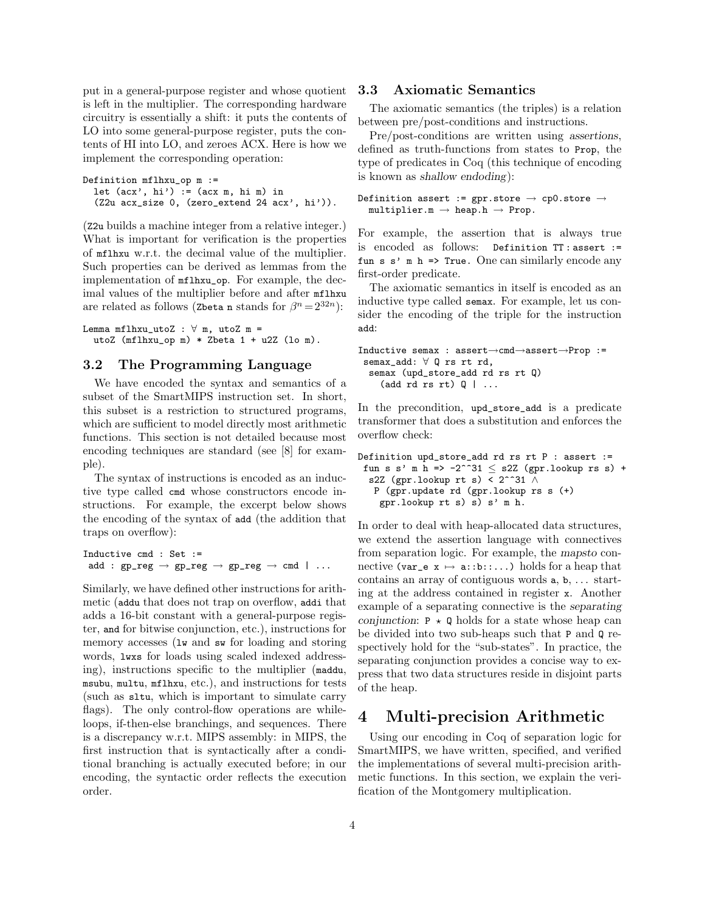put in a general-purpose register and whose quotient is left in the multiplier. The corresponding hardware circuitry is essentially a shift: it puts the contents of LO into some general-purpose register, puts the contents of HI into LO, and zeroes ACX. Here is how we implement the corresponding operation:

```
Definition mflhxu_op m :=
  let (acx', hi') := (acx m, hi m) in
  (Z2u acx_size 0, (zero_extend 24 acx', hi')).
```

(`Z2u` builds a machine integer from a relative integer.) What is important for verification is the properties of `mflhxu` w.r.t. the decimal value of the multiplier. Such properties can be derived as lemmas from the implementation of `mflhxu_op`. For example, the decimal values of the multiplier before and after `mflhxu` are related as follows (`Zbeta n` stands for $\beta^n = 2^{32n}$):

```
Lemma mflhxu_utoZ : ∀ m, utoZ m =
  utoZ (mflhxu_op m) * Zbeta 1 + u2Z (lo m).
```

### 3.2 The Programming Language

We have encoded the syntax and semantics of a subset of the SmartMIPS instruction set. In short, this subset is a restriction to structured programs, which are sufficient to model directly most arithmetic functions. This section is not detailed because most encoding techniques are standard (see [8] for example).

The syntax of instructions is encoded as an inductive type called `cmd` whose constructors encode instructions. For example, the excerpt below shows the encoding of the syntax of `add` (the addition that traps on overflow):

```
Inductive cmd : Set :=
 add : gp_reg → gp_reg → gp_reg → cmd | ...
```

Similarly, we have defined other instructions for arithmetic (`addu` that does not trap on overflow, `addi` that adds a 16-bit constant with a general-purpose register, `and` for bitwise conjunction, etc.), instructions for memory accesses (`lw` and `sw` for loading and storing words, `lwxs` for loads using scaled indexed addressing), instructions specific to the multiplier (`maddu`, `msubu`, `multu`, `mflhxu`, etc.), and instructions for tests (such as `sltu`, which is important to simulate carry flags). The only control-flow operations are while-loops, if-then-else branchings, and sequences. There is a discrepancy w.r.t. MIPS assembly: in MIPS, the first instruction that is syntactically after a conditional branching is actually executed before; in our encoding, the syntactic order reflects the execution order.

### 3.3 Axiomatic Semantics

The axiomatic semantics (the triples) is a relation between pre/post-conditions and instructions.

Pre/post-conditions are written using *assertions*, defined as truth-functions from states to `Prop`, the type of predicates in Coq (this technique of encoding is known as *shallow endoding*):

```
Definition assert := gpr.store → cp0.store →
  multiplier.m → heap.h → Prop.
```

For example, the assertion that is always true is encoded as follows: `Definition TT : assert := fun s s' m h => True`. One can similarly encode any first-order predicate.

The axiomatic semantics in itself is encoded as an inductive type called `semax`. For example, let us consider the encoding of the triple for the instruction `add`:

```
Inductive semax : assert→cmd→assert→Prop :=
 semax_add: ∀ Q rs rt rd,
  semax (upd_store_add rd rs rt Q)
    (add rd rs rt) Q | ...
```

In the precondition, `upd_store_add` is a predicate transformer that does a substitution and enforces the overflow check:

```
Definition upd_store_add rd rs rt P : assert :=
 fun s s' m h => -2^^31 ≤ s2Z (gpr.lookup rs s) +
  s2Z (gpr.lookup rt s) < 2^^31 ∧
   P (gpr.update rd (gpr.lookup rs s (+)
    gpr.lookup rt s) s) s' m h.
```

In order to deal with heap-allocated data structures, we extend the assertion language with connectives from separation logic. For example, the *mapsto* connective (`var_e x ↦ a::b::...`) holds for a heap that contains an array of contiguous words `a`, `b`, ... starting at the address contained in register `x`. Another example of a separating connective is the *separating conjunction*: `P ⋆ Q` holds for a state whose heap can be divided into two sub-heaps such that `P` and `Q` respectively hold for the "sub-states". In practice, the separating conjunction provides a concise way to express that two data structures reside in disjoint parts of the heap.

## 4 Multi-precision Arithmetic

Using our encoding in Coq of separation logic for SmartMIPS, we have written, specified, and verified the implementations of several multi-precision arithmetic functions. In this section, we explain the verification of the Montgomery multiplication.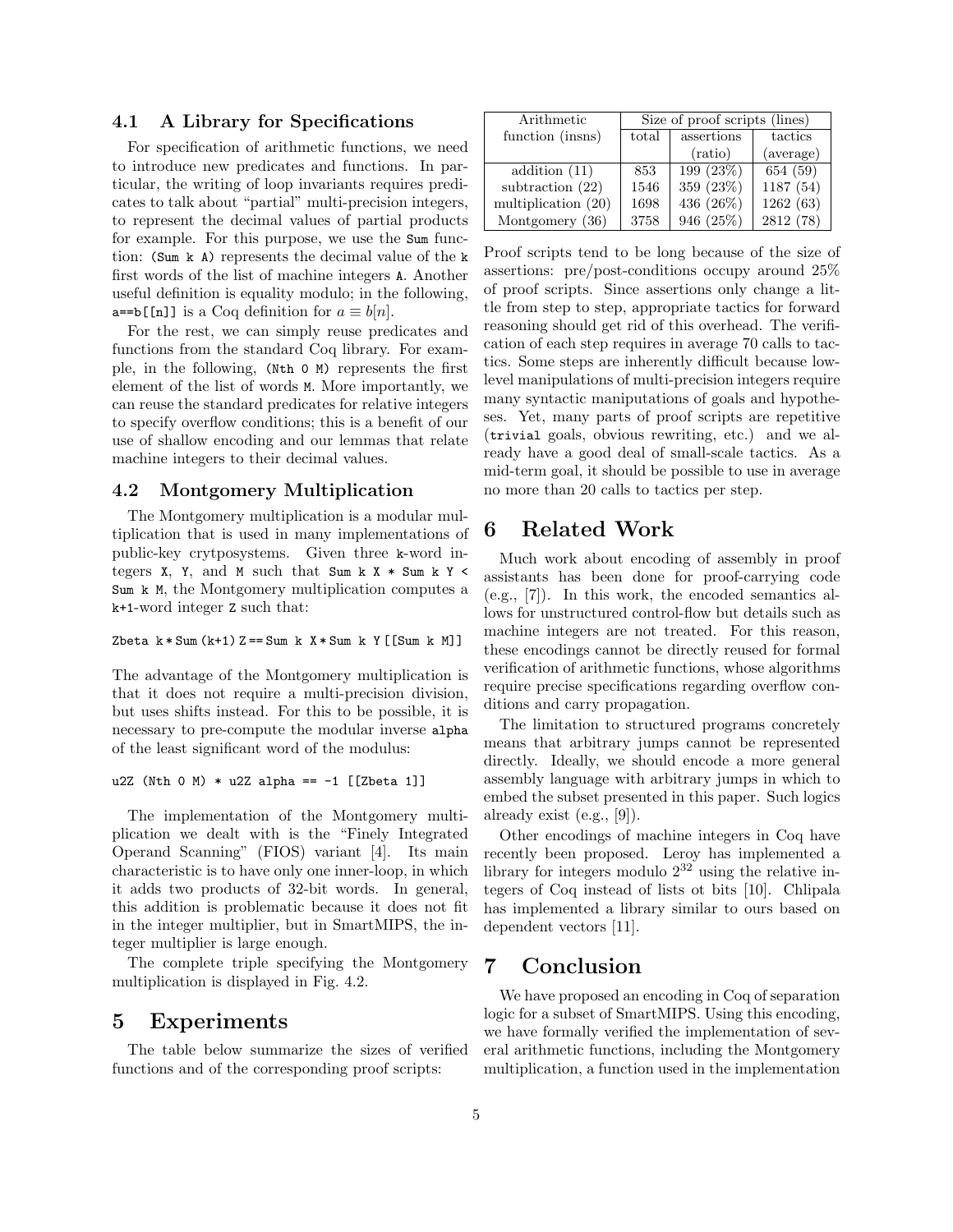### 4.1 A Library for Specifications

For specification of arithmetic functions, we need to introduce new predicates and functions. In particular, the writing of loop invariants requires predicates to talk about "partial" multi-precision integers, to represent the decimal values of partial products for example. For this purpose, we use the `Sum` function: `(Sum k A)` represents the decimal value of the `k` first words of the list of machine integers `A`. Another useful definition is equality modulo; in the following, `a==b[[n]]` is a Coq definition for $a \equiv b[n]$.

For the rest, we can simply reuse predicates and functions from the standard Coq library. For example, in the following, `(Nth 0 M)` represents the first element of the list of words `M`. More importantly, we can reuse the standard predicates for relative integers to specify overflow conditions; this is a benefit of our use of shallow encoding and our lemmas that relate machine integers to their decimal values.

### 4.2 Montgomery Multiplication

The Montgomery multiplication is a modular multiplication that is used in many implementations of public-key crytposystems. Given three `k`-word integers `X`, `Y`, and `M` such that `Sum k X * Sum k Y < Sum k M`, the Montgomery multiplication computes a `k+1`-word integer `Z` such that:

```
Zbeta k * Sum (k+1) Z == Sum k X * Sum k Y [[Sum k M]]
```

The advantage of the Montgomery multiplication is that it does not require a multi-precision division, but uses shifts instead. For this to be possible, it is necessary to pre-compute the modular inverse `alpha` of the least significant word of the modulus:

```
u2Z (Nth 0 M) * u2Z alpha == -1 [[Zbeta 1]]
```

The implementation of the Montgomery multiplication we dealt with is the "Finely Integrated Operand Scanning" (FIOS) variant [4]. Its main characteristic is to have only one inner-loop, in which it adds two products of 32-bit words. In general, this addition is problematic because it does not fit in the integer multiplier, but in SmartMIPS, the integer multiplier is large enough.

The complete triple specifying the Montgomery multiplication is displayed in Fig. 4.2.

## 5 Experiments

The table below summarize the sizes of verified functions and of the corresponding proof scripts:

| Arithmetic function (insns) | Size of proof scripts (lines) | | |
|---|---|---|---|
| | total | assertions (ratio) | tactics (average) |
| addition (11) | 853 | 199 (23%) | 654 (59) |
| subtraction (22) | 1546 | 359 (23%) | 1187 (54) |
| multiplication (20) | 1698 | 436 (26%) | 1262 (63) |
| Montgomery (36) | 3758 | 946 (25%) | 2812 (78) |

Proof scripts tend to be long because of the size of assertions: pre/post-conditions occupy around 25% of proof scripts. Since assertions only change a little from step to step, appropriate tactics for forward reasoning should get rid of this overhead. The verification of each step requires in average 70 calls to tactics. Some steps are inherently difficult because low-level manipulations of multi-precision integers require many syntactic maniputations of goals and hypotheses. Yet, many parts of proof scripts are repetitive (`trivial` goals, obvious rewriting, etc.) and we already have a good deal of small-scale tactics. As a mid-term goal, it should be possible to use in average no more than 20 calls to tactics per step.

## 6 Related Work

Much work about encoding of assembly in proof assistants has been done for proof-carrying code (e.g., [7]). In this work, the encoded semantics allows for unstructured control-flow but details such as machine integers are not treated. For this reason, these encodings cannot be directly reused for formal verification of arithmetic functions, whose algorithms require precise specifications regarding overflow conditions and carry propagation.

The limitation to structured programs concretely means that arbitrary jumps cannot be represented directly. Ideally, we should encode a more general assembly language with arbitrary jumps in which to embed the subset presented in this paper. Such logics already exist (e.g., [9]).

Other encodings of machine integers in Coq have recently been proposed. Leroy has implemented a library for integers modulo $2^{32}$ using the relative integers of Coq instead of lists ot bits [10]. Chlipala has implemented a library similar to ours based on dependent vectors [11].

## 7 Conclusion

We have proposed an encoding in Coq of separation logic for a subset of SmartMIPS. Using this encoding, we have formally verified the implementation of several arithmetic functions, including the Montgomery multiplication, a function used in the implementation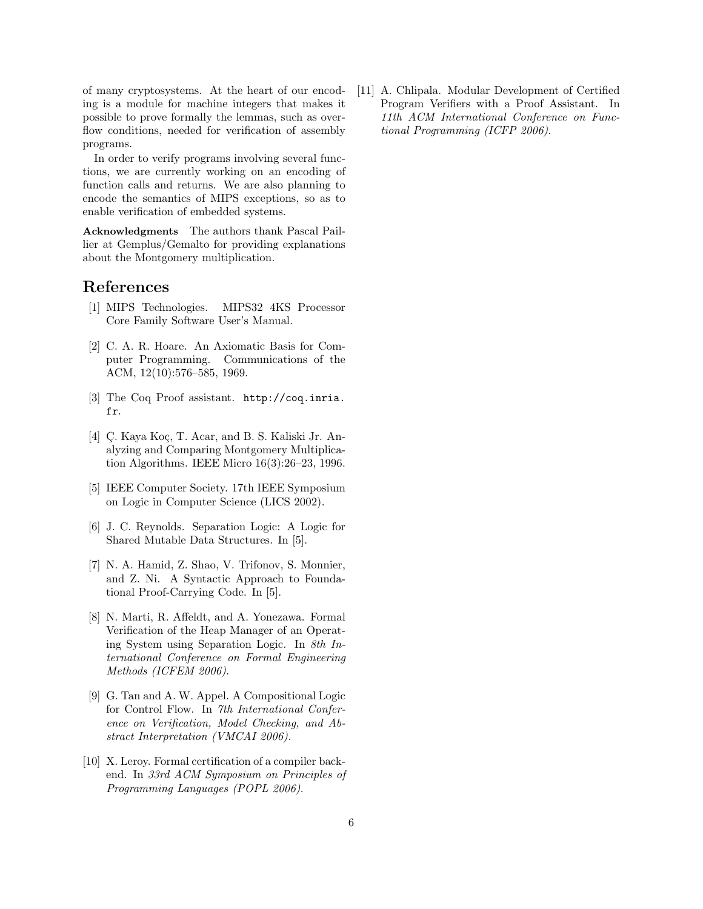of many cryptosystems. At the heart of our encoding is a module for machine integers that makes it possible to prove formally the lemmas, such as overflow conditions, needed for verification of assembly programs.

In order to verify programs involving several functions, we are currently working on an encoding of function calls and returns. We are also planning to encode the semantics of MIPS exceptions, so as to enable verification of embedded systems.

**Acknowledgments** The authors thank Pascal Paillier at Gemplus/Gemalto for providing explanations about the Montgomery multiplication.

## References

[1] MIPS Technologies. MIPS32 4KS Processor Core Family Software User's Manual.

[2] C. A. R. Hoare. An Axiomatic Basis for Computer Programming. Communications of the ACM, 12(10):576–585, 1969.

[3] The Coq Proof assistant. http://coq.inria.fr.

[4] Ç. Kaya Koç, T. Acar, and B. S. Kaliski Jr. Analyzing and Comparing Montgomery Multiplication Algorithms. IEEE Micro 16(3):26–23, 1996.

[5] IEEE Computer Society. 17th IEEE Symposium on Logic in Computer Science (LICS 2002).

[6] J. C. Reynolds. Separation Logic: A Logic for Shared Mutable Data Structures. In [5].

[7] N. A. Hamid, Z. Shao, V. Trifonov, S. Monnier, and Z. Ni. A Syntactic Approach to Foundational Proof-Carrying Code. In [5].

[8] N. Marti, R. Affeldt, and A. Yonezawa. Formal Verification of the Heap Manager of an Operating System using Separation Logic. In *8th International Conference on Formal Engineering Methods (ICFEM 2006)*.

[9] G. Tan and A. W. Appel. A Compositional Logic for Control Flow. In *7th International Conference on Verification, Model Checking, and Abstract Interpretation (VMCAI 2006)*.

[10] X. Leroy. Formal certification of a compiler backend. In *33rd ACM Symposium on Principles of Programming Languages (POPL 2006)*.

[11] A. Chlipala. Modular Development of Certified Program Verifiers with a Proof Assistant. In *11th ACM International Conference on Functional Programming (ICFP 2006)*.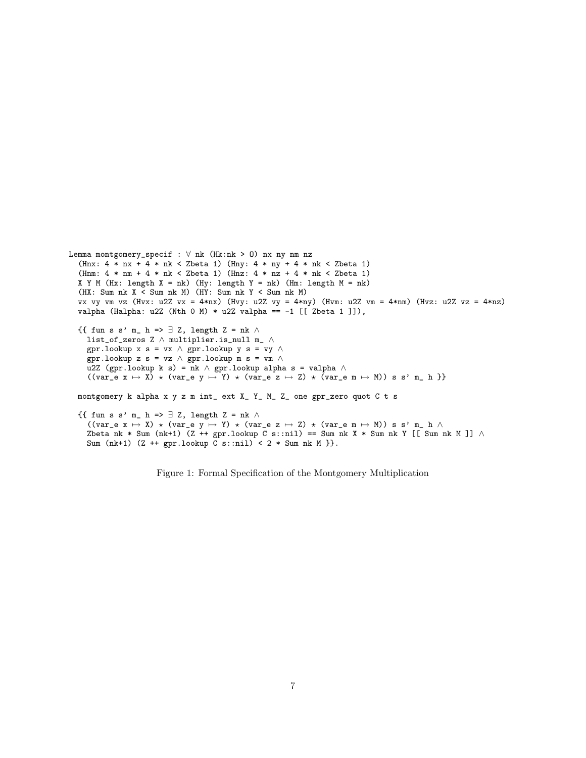```
Lemma montgomery_specif : ∀ nk (Hk:nk > 0) nx ny nm nz
  (Hnx: 4 * nx + 4 * nk < Zbeta 1) (Hny: 4 * ny + 4 * nk < Zbeta 1)
  (Hnm: 4 * nm + 4 * nk < Zbeta 1) (Hnz: 4 * nz + 4 * nk < Zbeta 1)
  X Y M (Hx: length X = nk) (Hy: length Y = nk) (Hm: length M = nk)
  (HX: Sum nk X < Sum nk M) (HY: Sum nk Y < Sum nk M)
  vx vy vm vz (Hvx: u2Z vx = 4*nx) (Hvy: u2Z vy = 4*ny) (Hvm: u2Z vm = 4*nm) (Hvz: u2Z vz = 4*nz)
  valpha (Halpha: u2Z (Nth 0 M) * u2Z valpha == -1 [[ Zbeta 1 ]]),

  {{ fun s s' m_ h => ∃ Z, length Z = nk ∧
    list_of_zeros Z ∧ multiplier.is_null m_ ∧
    gpr.lookup x s = vx ∧ gpr.lookup y s = vy ∧
    gpr.lookup z s = vz ∧ gpr.lookup m s = vm ∧
    u2Z (gpr.lookup k s) = nk ∧ gpr.lookup alpha s = valpha ∧
    ((var_e x ↦ X) ⋆ (var_e y ↦ Y) ⋆ (var_e z ↦ Z) ⋆ (var_e m ↦ M)) s s' m_ h }}

  montgomery k alpha x y z m int_ ext X_ Y_ M_ Z_ one gpr_zero quot C t s

  {{ fun s s' m_ h => ∃ Z, length Z = nk ∧
    ((var_e x ↦ X) ⋆ (var_e y ↦ Y) ⋆ (var_e z ↦ Z) ⋆ (var_e m ↦ M)) s s' m_ h ∧
    Zbeta nk * Sum (nk+1) (Z ++ gpr.lookup C s::nil) == Sum nk X * Sum nk Y [[ Sum nk M ]] ∧
    Sum (nk+1) (Z ++ gpr.lookup C s::nil) < 2 * Sum nk M }}.
```

Figure 1: Formal Specification of the Montgomery Multiplication